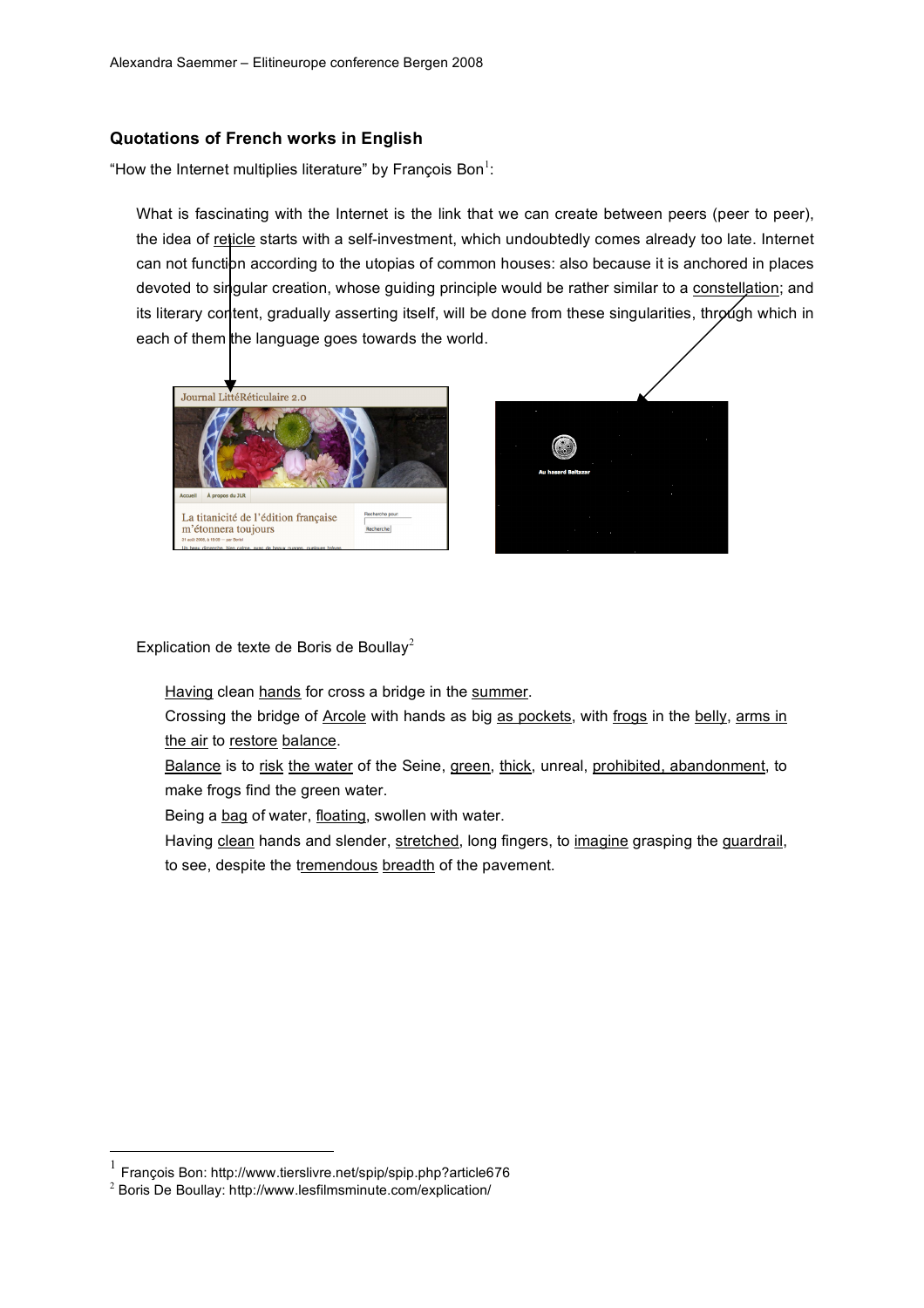## Quotations of French works in English

"How the Internet multiplies literature" by François Bon[1]:

> What is fascinating with the Internet is the link that we can create between peers (peer to peer), the idea of reticle starts with a self-investment, which undoubtedly comes already too late. Internet can not function according to the utopias of common houses: also because it is anchored in places devoted to singular creation, whose guiding principle would be rather similar to a constellation; and its literary content, gradually asserting itself, will be done from these singularities, through which in each of them the language goes towards the world.

Explication de texte de Boris de Boullay[2]

> Having clean hands for cross a bridge in the summer.
> Crossing the bridge of Arcole with hands as big as pockets, with frogs in the belly, arms in the air to restore balance.
> Balance is to risk the water of the Seine, green, thick, unreal, prohibited, abandonment, to make frogs find the green water.
> Being a bag of water, floating, swollen with water.
> Having clean hands and slender, stretched, long fingers, to imagine grasping the guardrail, to see, despite the tremendous breadth of the pavement.

---

[1] François Bon: http://www.tierslivre.net/spip/spip.php?article676

[2] Boris De Boullay: http://www.lesfilmsminute.com/explication/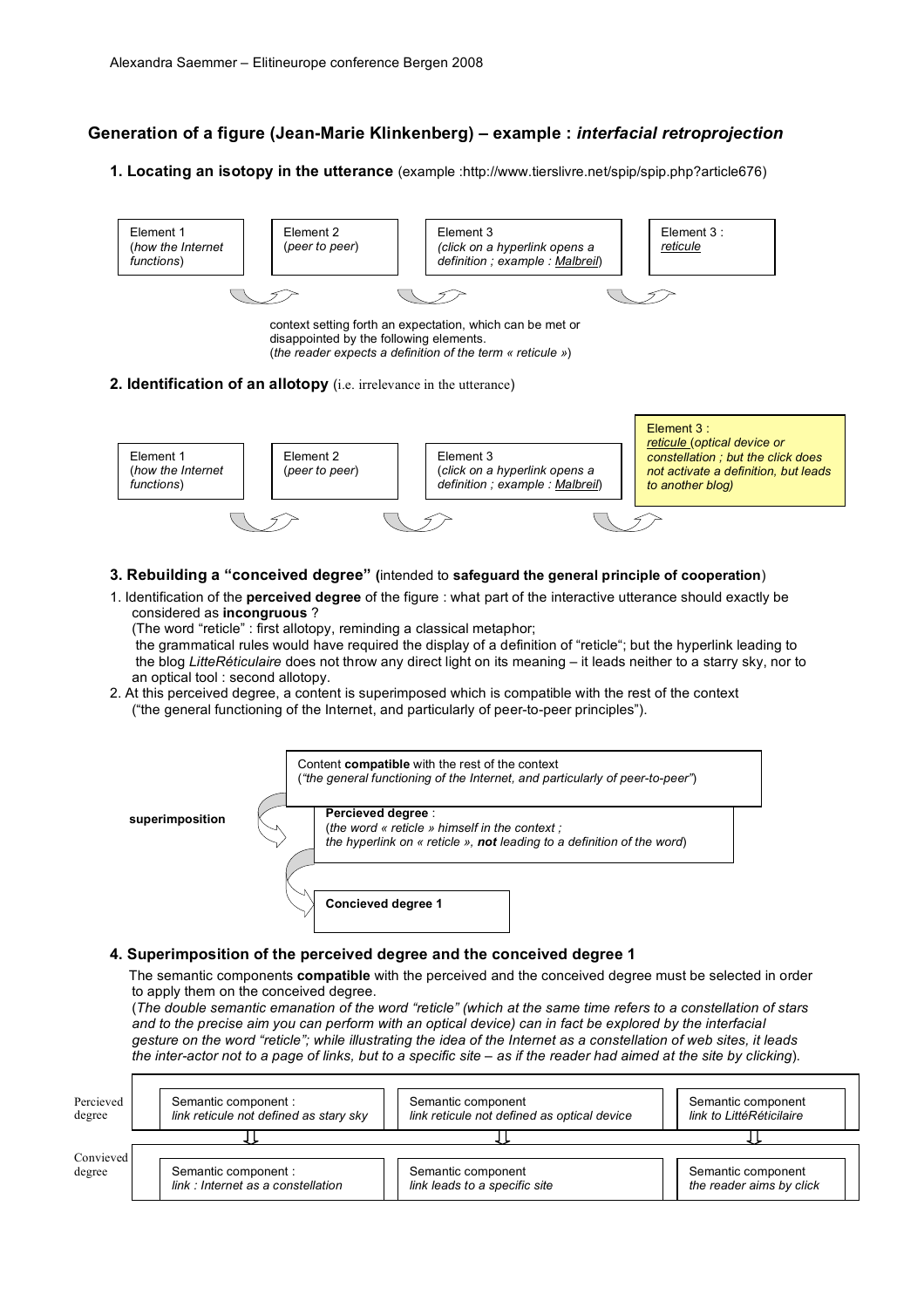## Generation of a figure (Jean-Marie Klinkenberg) – example : *interfacial retroprojection*

### 1. Locating an isotopy in the utterance (example :http://www.tierslivre.net/spip/spip.php?article676)

| Element 1 (*how the Internet functions*) | Element 2 (*peer to peer*) | Element 3 (*click on a hyperlink opens a definition ; example : Malbreil*) | Element 3 : *reticule* |
|---|---|---|---|

context setting forth an expectation, which can be met or disappointed by the following elements.
(*the reader expects a definition of the term « reticule »*)

### 2. Identification of an allotopy (i.e. irrelevance in the utterance)

| Element 1 (*how the Internet functions*) | Element 2 (*peer to peer*) | Element 3 (*click on a hyperlink opens a definition ; example : Malbreil*) | Element 3 : *reticule* (*optical device or constellation ; but the click does not activate a definition, but leads to another blog*) |
|---|---|---|---|

### 3. Rebuilding a "conceived degree" (intended to **safeguard the general principle of cooperation**)

1. Identification of the **perceived degree** of the figure : what part of the interactive utterance should exactly be considered as **incongruous** ?
   (The word "reticle" : first allotopy, reminding a classical metaphor;
   the grammatical rules would have required the display of a definition of "reticle"; but the hyperlink leading to the blog *LitteRéticulaire* does not throw any direct light on its meaning – it leads neither to a starry sky, nor to an optical tool : second allotopy.
2. At this perceived degree, a content is superimposed which is compatible with the rest of the context ("the general functioning of the Internet, and particularly of peer-to-peer principles").

Content **compatible** with the rest of the context
(*"the general functioning of the Internet, and particularly of peer-to-peer"*)

**superimposition**

**Percieved degree** :
(*the word « reticle » himself in the context ;*
*the hyperlink on « reticle », **not** leading to a definition of the word*)

**Concieved degree 1**

### 4. Superimposition of the perceived degree and the conceived degree 1

The semantic components **compatible** with the perceived and the conceived degree must be selected in order to apply them on the conceived degree.
(*The double semantic emanation of the word "reticle" (which at the same time refers to a constellation of stars and to the precise aim you can perform with an optical device) can in fact be explored by the interfacial gesture on the word "reticle"; while illustrating the idea of the Internet as a constellation of web sites, it leads the inter-actor not to a page of links, but to a specific site – as if the reader had aimed at the site by clicking*).

| | | | |
|---|---|---|---|
| Percieved degree | Semantic component : *link reticule not defined as stary sky* | Semantic component *link reticule not defined as optical device* | Semantic component *link to LittéRéticilaire* |
| | ⇓ | ⇓ | ⇓ |
| Convieved degree | Semantic component : *link : Internet as a constellation* | Semantic component *link leads to a specific site* | Semantic component *the reader aims by click* |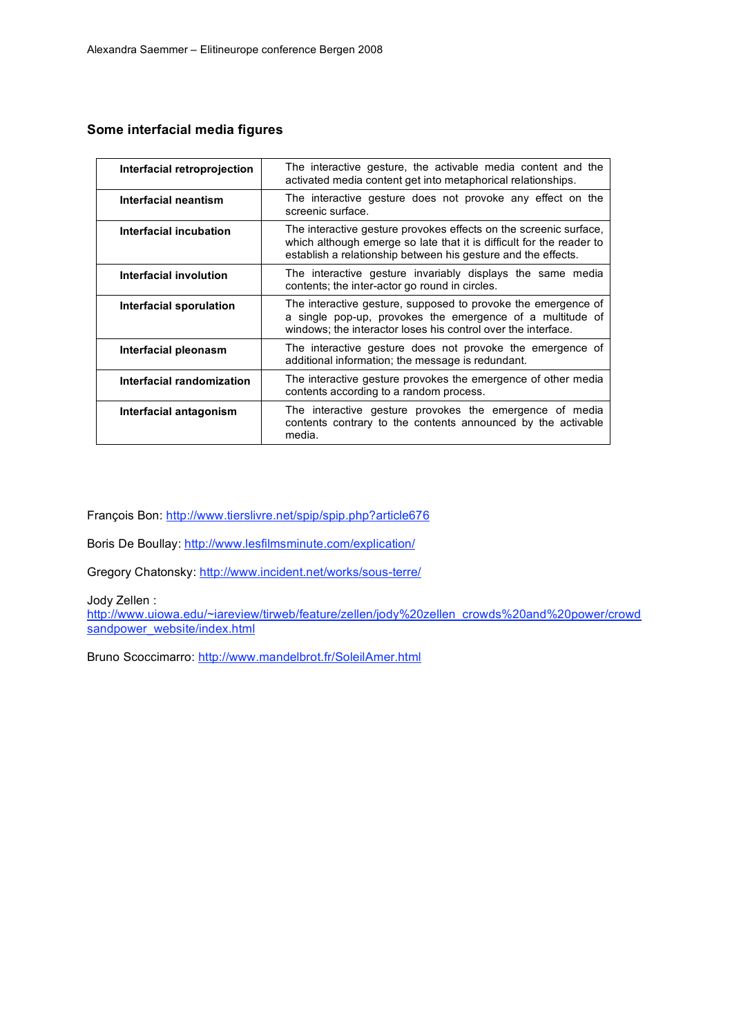## Some interfacial media figures

| | |
|---|---|
| **Interfacial retroprojection** | The interactive gesture, the activable media content and the activated media content get into metaphorical relationships. |
| **Interfacial neantism** | The interactive gesture does not provoke any effect on the screenic surface. |
| **Interfacial incubation** | The interactive gesture provokes effects on the screenic surface, which although emerge so late that it is difficult for the reader to establish a relationship between his gesture and the effects. |
| **Interfacial involution** | The interactive gesture invariably displays the same media contents; the inter-actor go round in circles. |
| **Interfacial sporulation** | The interactive gesture, supposed to provoke the emergence of a single pop-up, provokes the emergence of a multitude of windows; the interactor loses his control over the interface. |
| **Interfacial pleonasm** | The interactive gesture does not provoke the emergence of additional information; the message is redundant. |
| **Interfacial randomization** | The interactive gesture provokes the emergence of other media contents according to a random process. |
| **Interfacial antagonism** | The interactive gesture provokes the emergence of media contents contrary to the contents announced by the activable media. |

François Bon: http://www.tierslivre.net/spip/spip.php?article676

Boris De Boullay: http://www.lesfilmsminute.com/explication/

Gregory Chatonsky: http://www.incident.net/works/sous-terre/

Jody Zellen :
http://www.uiowa.edu/~iareview/tirweb/feature/zellen/jody%20zellen_crowds%20and%20power/crowdsandpower_website/index.html

Bruno Scoccimarro: http://www.mandelbrot.fr/SoleilAmer.html